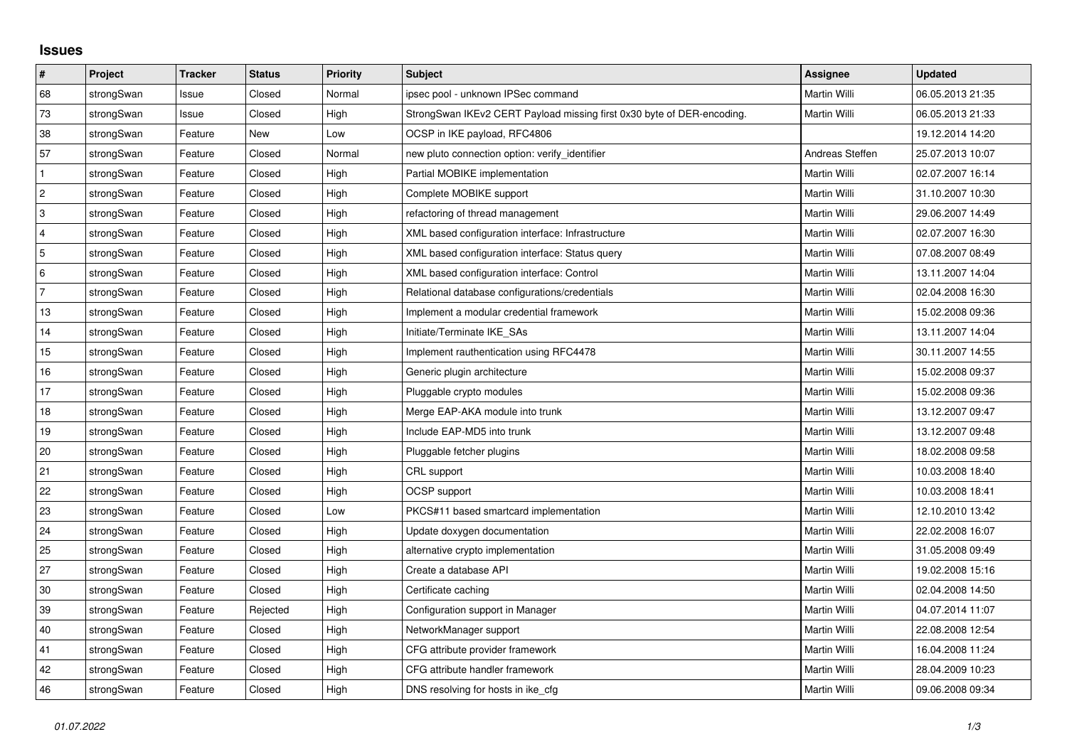# Issues

| # | Project | Tracker | Status | Priority | Subject | Assignee | Updated |
|---|---|---|---|---|---|---|---|
| 68 | strongSwan | Issue | Closed | Normal | ipsec pool - unknown IPSec command | Martin Willi | 06.05.2013 21:35 |
| 73 | strongSwan | Issue | Closed | High | StrongSwan IKEv2 CERT Payload missing first 0x30 byte of DER-encoding. | Martin Willi | 06.05.2013 21:33 |
| 38 | strongSwan | Feature | New | Low | OCSP in IKE payload, RFC4806 | | 19.12.2014 14:20 |
| 57 | strongSwan | Feature | Closed | Normal | new pluto connection option: verify_identifier | Andreas Steffen | 25.07.2013 10:07 |
| 1 | strongSwan | Feature | Closed | High | Partial MOBIKE implementation | Martin Willi | 02.07.2007 16:14 |
| 2 | strongSwan | Feature | Closed | High | Complete MOBIKE support | Martin Willi | 31.10.2007 10:30 |
| 3 | strongSwan | Feature | Closed | High | refactoring of thread management | Martin Willi | 29.06.2007 14:49 |
| 4 | strongSwan | Feature | Closed | High | XML based configuration interface: Infrastructure | Martin Willi | 02.07.2007 16:30 |
| 5 | strongSwan | Feature | Closed | High | XML based configuration interface: Status query | Martin Willi | 07.08.2007 08:49 |
| 6 | strongSwan | Feature | Closed | High | XML based configuration interface: Control | Martin Willi | 13.11.2007 14:04 |
| 7 | strongSwan | Feature | Closed | High | Relational database configurations/credentials | Martin Willi | 02.04.2008 16:30 |
| 13 | strongSwan | Feature | Closed | High | Implement a modular credential framework | Martin Willi | 15.02.2008 09:36 |
| 14 | strongSwan | Feature | Closed | High | Initiate/Terminate IKE_SAs | Martin Willi | 13.11.2007 14:04 |
| 15 | strongSwan | Feature | Closed | High | Implement rauthentication using RFC4478 | Martin Willi | 30.11.2007 14:55 |
| 16 | strongSwan | Feature | Closed | High | Generic plugin architecture | Martin Willi | 15.02.2008 09:37 |
| 17 | strongSwan | Feature | Closed | High | Pluggable crypto modules | Martin Willi | 15.02.2008 09:36 |
| 18 | strongSwan | Feature | Closed | High | Merge EAP-AKA module into trunk | Martin Willi | 13.12.2007 09:47 |
| 19 | strongSwan | Feature | Closed | High | Include EAP-MD5 into trunk | Martin Willi | 13.12.2007 09:48 |
| 20 | strongSwan | Feature | Closed | High | Pluggable fetcher plugins | Martin Willi | 18.02.2008 09:58 |
| 21 | strongSwan | Feature | Closed | High | CRL support | Martin Willi | 10.03.2008 18:40 |
| 22 | strongSwan | Feature | Closed | High | OCSP support | Martin Willi | 10.03.2008 18:41 |
| 23 | strongSwan | Feature | Closed | Low | PKCS#11 based smartcard implementation | Martin Willi | 12.10.2010 13:42 |
| 24 | strongSwan | Feature | Closed | High | Update doxygen documentation | Martin Willi | 22.02.2008 16:07 |
| 25 | strongSwan | Feature | Closed | High | alternative crypto implementation | Martin Willi | 31.05.2008 09:49 |
| 27 | strongSwan | Feature | Closed | High | Create a database API | Martin Willi | 19.02.2008 15:16 |
| 30 | strongSwan | Feature | Closed | High | Certificate caching | Martin Willi | 02.04.2008 14:50 |
| 39 | strongSwan | Feature | Rejected | High | Configuration support in Manager | Martin Willi | 04.07.2014 11:07 |
| 40 | strongSwan | Feature | Closed | High | NetworkManager support | Martin Willi | 22.08.2008 12:54 |
| 41 | strongSwan | Feature | Closed | High | CFG attribute provider framework | Martin Willi | 16.04.2008 11:24 |
| 42 | strongSwan | Feature | Closed | High | CFG attribute handler framework | Martin Willi | 28.04.2009 10:23 |
| 46 | strongSwan | Feature | Closed | High | DNS resolving for hosts in ike_cfg | Martin Willi | 09.06.2008 09:34 |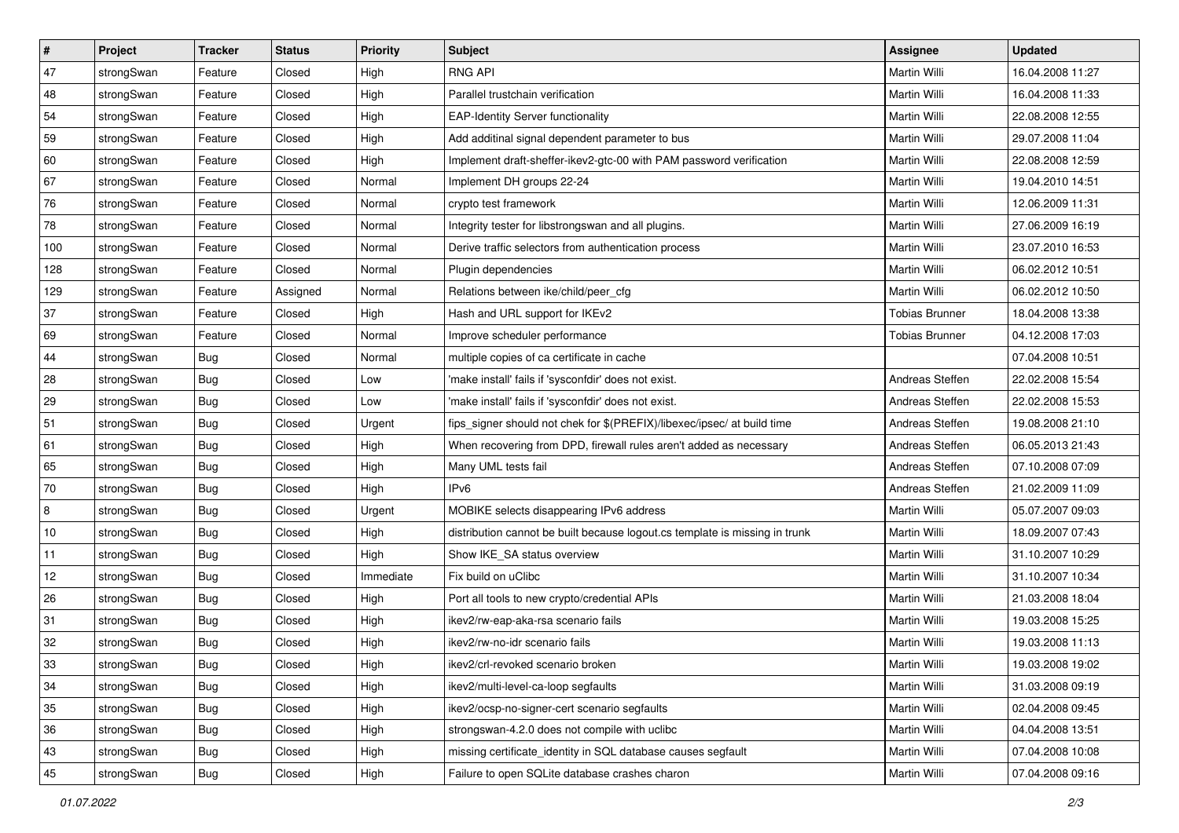| # | Project | Tracker | Status | Priority | Subject | Assignee | Updated |
|---|---|---|---|---|---|---|---|
| 47 | strongSwan | Feature | Closed | High | RNG API | Martin Willi | 16.04.2008 11:27 |
| 48 | strongSwan | Feature | Closed | High | Parallel trustchain verification | Martin Willi | 16.04.2008 11:33 |
| 54 | strongSwan | Feature | Closed | High | EAP-Identity Server functionality | Martin Willi | 22.08.2008 12:55 |
| 59 | strongSwan | Feature | Closed | High | Add additinal signal dependent parameter to bus | Martin Willi | 29.07.2008 11:04 |
| 60 | strongSwan | Feature | Closed | High | Implement draft-sheffer-ikev2-gtc-00 with PAM password verification | Martin Willi | 22.08.2008 12:59 |
| 67 | strongSwan | Feature | Closed | Normal | Implement DH groups 22-24 | Martin Willi | 19.04.2010 14:51 |
| 76 | strongSwan | Feature | Closed | Normal | crypto test framework | Martin Willi | 12.06.2009 11:31 |
| 78 | strongSwan | Feature | Closed | Normal | Integrity tester for libstrongswan and all plugins. | Martin Willi | 27.06.2009 16:19 |
| 100 | strongSwan | Feature | Closed | Normal | Derive traffic selectors from authentication process | Martin Willi | 23.07.2010 16:53 |
| 128 | strongSwan | Feature | Closed | Normal | Plugin dependencies | Martin Willi | 06.02.2012 10:51 |
| 129 | strongSwan | Feature | Assigned | Normal | Relations between ike/child/peer_cfg | Martin Willi | 06.02.2012 10:50 |
| 37 | strongSwan | Feature | Closed | High | Hash and URL support for IKEv2 | Tobias Brunner | 18.04.2008 13:38 |
| 69 | strongSwan | Feature | Closed | Normal | Improve scheduler performance | Tobias Brunner | 04.12.2008 17:03 |
| 44 | strongSwan | Bug | Closed | Normal | multiple copies of ca certificate in cache | | 07.04.2008 10:51 |
| 28 | strongSwan | Bug | Closed | Low | 'make install' fails if 'sysconfdir' does not exist. | Andreas Steffen | 22.02.2008 15:54 |
| 29 | strongSwan | Bug | Closed | Low | 'make install' fails if 'sysconfdir' does not exist. | Andreas Steffen | 22.02.2008 15:53 |
| 51 | strongSwan | Bug | Closed | Urgent | fips_signer should not chek for $(PREFIX)/libexec/ipsec/ at build time | Andreas Steffen | 19.08.2008 21:10 |
| 61 | strongSwan | Bug | Closed | High | When recovering from DPD, firewall rules aren't added as necessary | Andreas Steffen | 06.05.2013 21:43 |
| 65 | strongSwan | Bug | Closed | High | Many UML tests fail | Andreas Steffen | 07.10.2008 07:09 |
| 70 | strongSwan | Bug | Closed | High | IPv6 | Andreas Steffen | 21.02.2009 11:09 |
| 8 | strongSwan | Bug | Closed | Urgent | MOBIKE selects disappearing IPv6 address | Martin Willi | 05.07.2007 09:03 |
| 10 | strongSwan | Bug | Closed | High | distribution cannot be built because logout.cs template is missing in trunk | Martin Willi | 18.09.2007 07:43 |
| 11 | strongSwan | Bug | Closed | High | Show IKE_SA status overview | Martin Willi | 31.10.2007 10:29 |
| 12 | strongSwan | Bug | Closed | Immediate | Fix build on uClibc | Martin Willi | 31.10.2007 10:34 |
| 26 | strongSwan | Bug | Closed | High | Port all tools to new crypto/credential APIs | Martin Willi | 21.03.2008 18:04 |
| 31 | strongSwan | Bug | Closed | High | ikev2/rw-eap-aka-rsa scenario fails | Martin Willi | 19.03.2008 15:25 |
| 32 | strongSwan | Bug | Closed | High | ikev2/rw-no-idr scenario fails | Martin Willi | 19.03.2008 11:13 |
| 33 | strongSwan | Bug | Closed | High | ikev2/crl-revoked scenario broken | Martin Willi | 19.03.2008 19:02 |
| 34 | strongSwan | Bug | Closed | High | ikev2/multi-level-ca-loop segfaults | Martin Willi | 31.03.2008 09:19 |
| 35 | strongSwan | Bug | Closed | High | ikev2/ocsp-no-signer-cert scenario segfaults | Martin Willi | 02.04.2008 09:45 |
| 36 | strongSwan | Bug | Closed | High | strongswan-4.2.0 does not compile with uclibc | Martin Willi | 04.04.2008 13:51 |
| 43 | strongSwan | Bug | Closed | High | missing certificate_identity in SQL database causes segfault | Martin Willi | 07.04.2008 10:08 |
| 45 | strongSwan | Bug | Closed | High | Failure to open SQLite database crashes charon | Martin Willi | 07.04.2008 09:16 |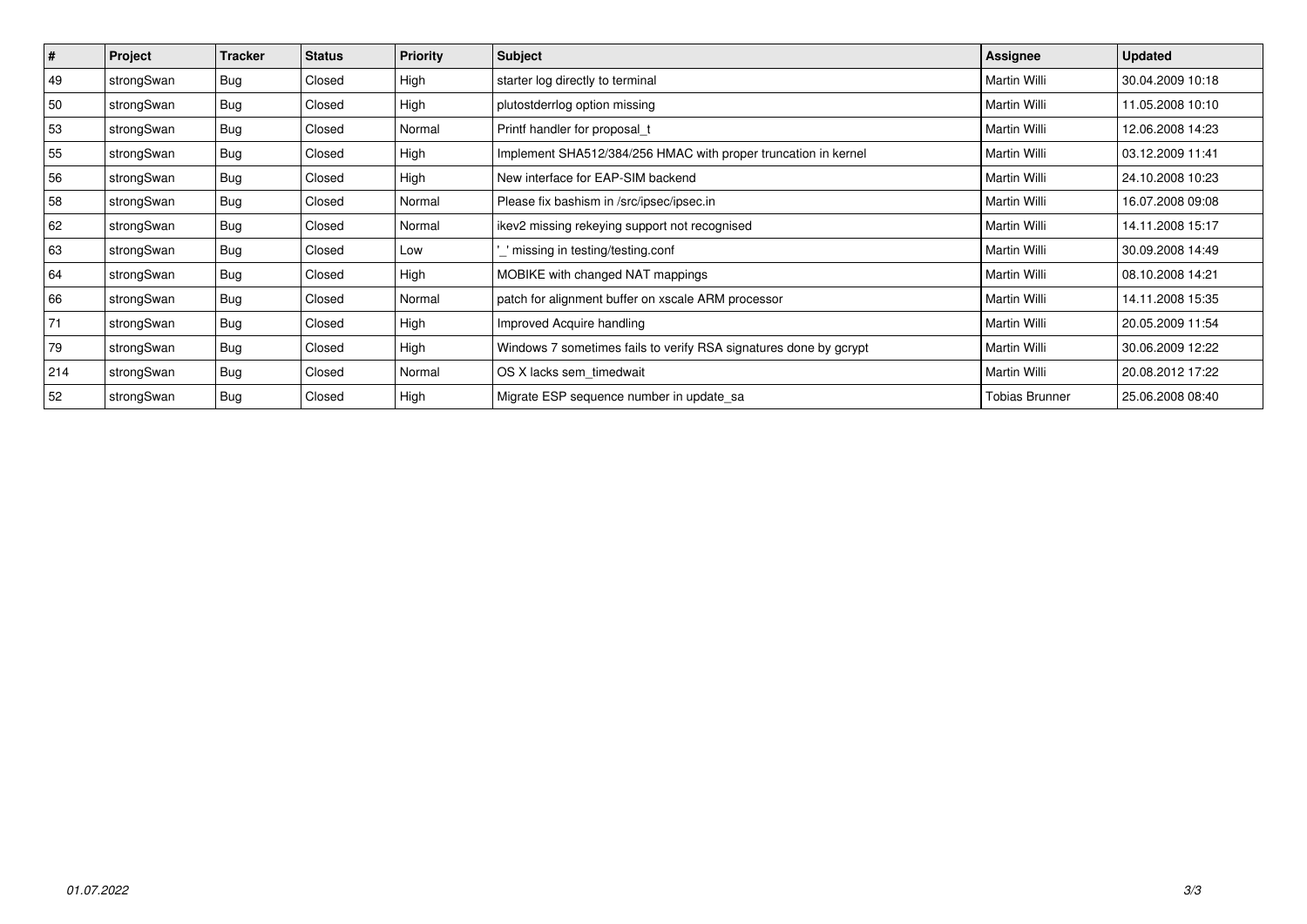| # | Project | Tracker | Status | Priority | Subject | Assignee | Updated |
|---|---|---|---|---|---|---|---|
| 49 | strongSwan | Bug | Closed | High | starter log directly to terminal | Martin Willi | 30.04.2009 10:18 |
| 50 | strongSwan | Bug | Closed | High | plutostderrlog option missing | Martin Willi | 11.05.2008 10:10 |
| 53 | strongSwan | Bug | Closed | Normal | Printf handler for proposal_t | Martin Willi | 12.06.2008 14:23 |
| 55 | strongSwan | Bug | Closed | High | Implement SHA512/384/256 HMAC with proper truncation in kernel | Martin Willi | 03.12.2009 11:41 |
| 56 | strongSwan | Bug | Closed | High | New interface for EAP-SIM backend | Martin Willi | 24.10.2008 10:23 |
| 58 | strongSwan | Bug | Closed | Normal | Please fix bashism in /src/ipsec/ipsec.in | Martin Willi | 16.07.2008 09:08 |
| 62 | strongSwan | Bug | Closed | Normal | ikev2 missing rekeying support not recognised | Martin Willi | 14.11.2008 15:17 |
| 63 | strongSwan | Bug | Closed | Low | '_' missing in testing/testing.conf | Martin Willi | 30.09.2008 14:49 |
| 64 | strongSwan | Bug | Closed | High | MOBIKE with changed NAT mappings | Martin Willi | 08.10.2008 14:21 |
| 66 | strongSwan | Bug | Closed | Normal | patch for alignment buffer on xscale ARM processor | Martin Willi | 14.11.2008 15:35 |
| 71 | strongSwan | Bug | Closed | High | Improved Acquire handling | Martin Willi | 20.05.2009 11:54 |
| 79 | strongSwan | Bug | Closed | High | Windows 7 sometimes fails to verify RSA signatures done by gcrypt | Martin Willi | 30.06.2009 12:22 |
| 214 | strongSwan | Bug | Closed | Normal | OS X lacks sem_timedwait | Martin Willi | 20.08.2012 17:22 |
| 52 | strongSwan | Bug | Closed | High | Migrate ESP sequence number in update_sa | Tobias Brunner | 25.06.2008 08:40 |

*01.07.2022*